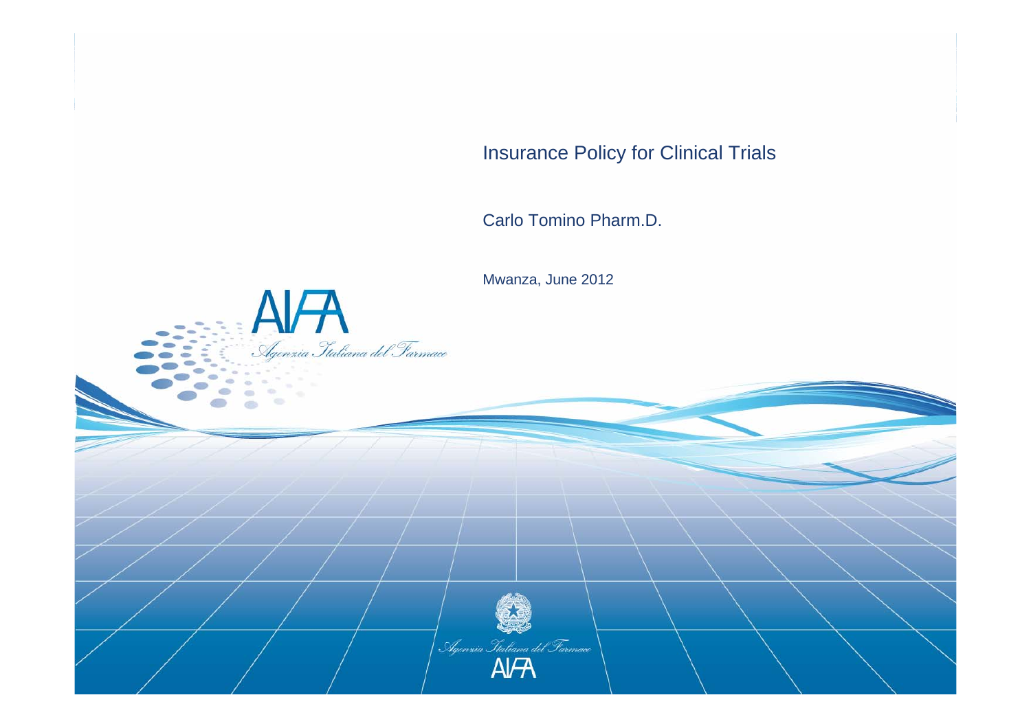# Insurance Policy for Clinical Trials

Carlo Tomino Pharm.D.

Mwanza, June 2012

AIFA

Agenzia Italiana del Farmaco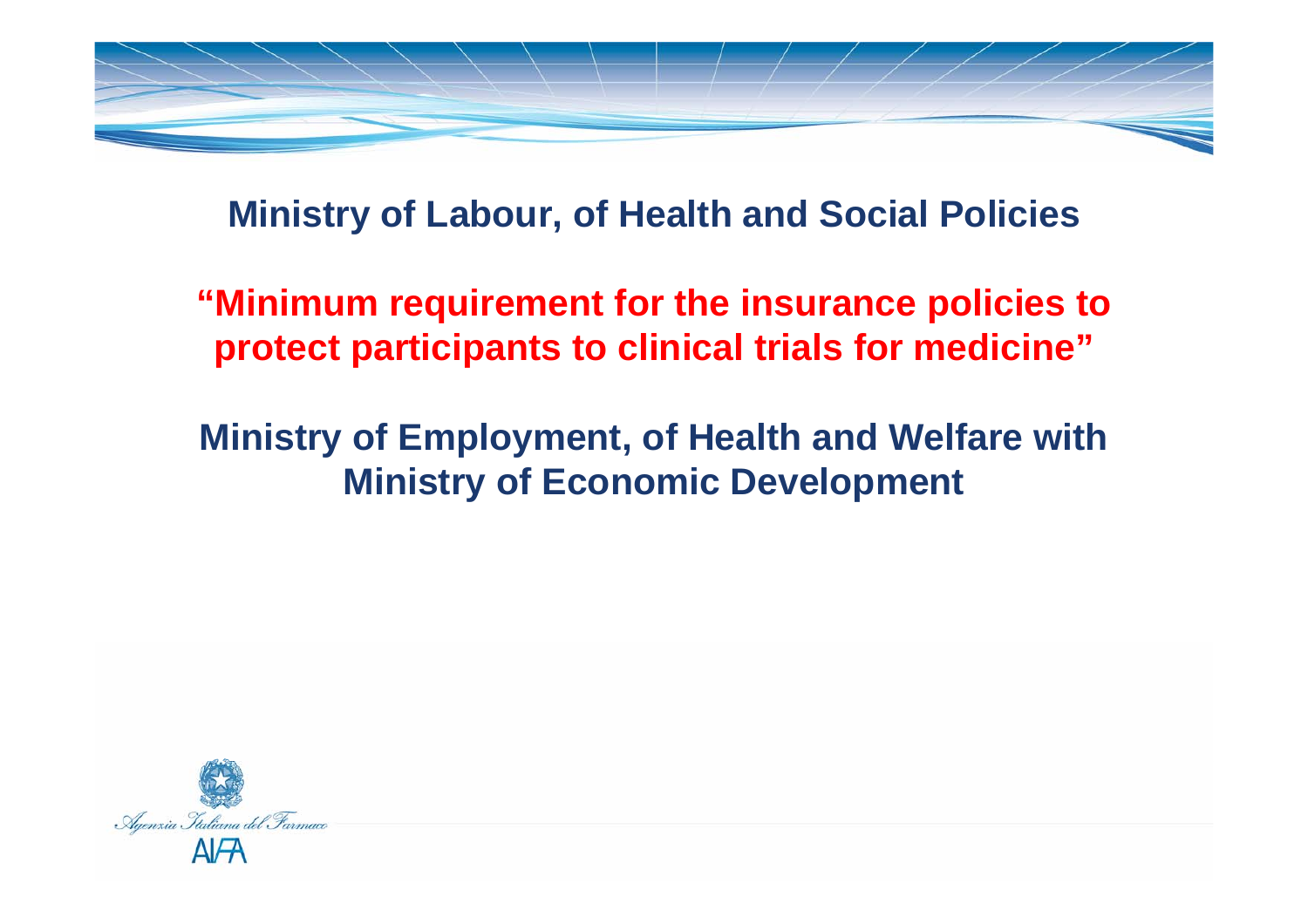**Ministry of Labour, of Health and Social Policies**

**“Minimum requirement for the insurance policies to protect participants to clinical trials for medicine”**

**Ministry of Employment, of Health and Welfare with Ministry of Economic Development**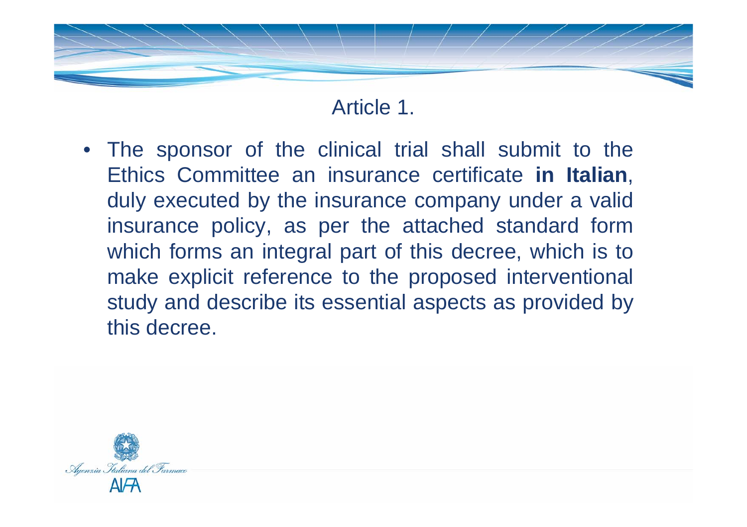## Article 1.

- The sponsor of the clinical trial shall submit to the Ethics Committee an insurance certificate **in Italian**, duly executed by the insurance company under a valid insurance policy, as per the attached standard form which forms an integral part of this decree, which is to make explicit reference to the proposed interventional study and describe its essential aspects as provided by this decree.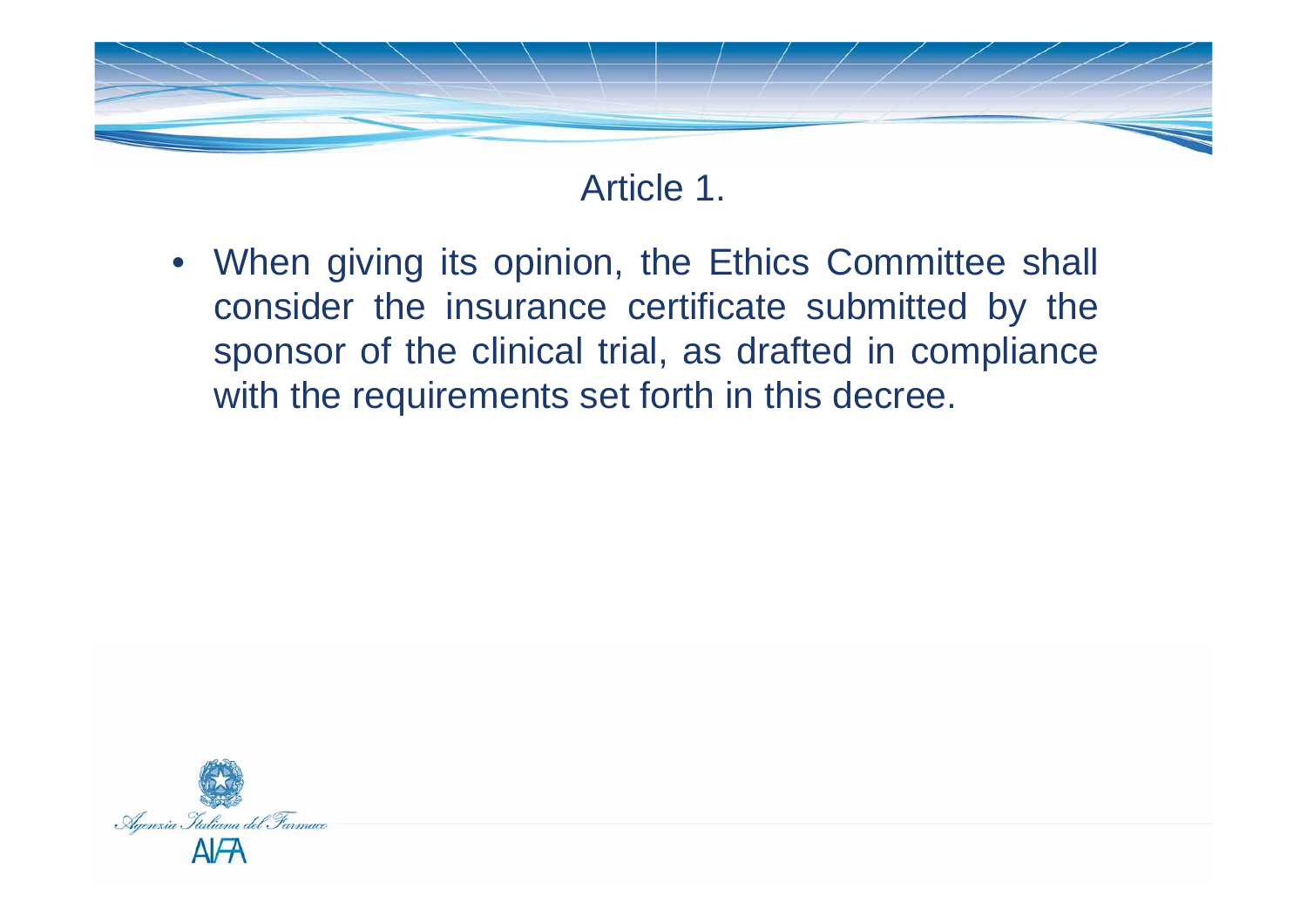## Article 1.

- When giving its opinion, the Ethics Committee shall consider the insurance certificate submitted by the sponsor of the clinical trial, as drafted in compliance with the requirements set forth in this decree.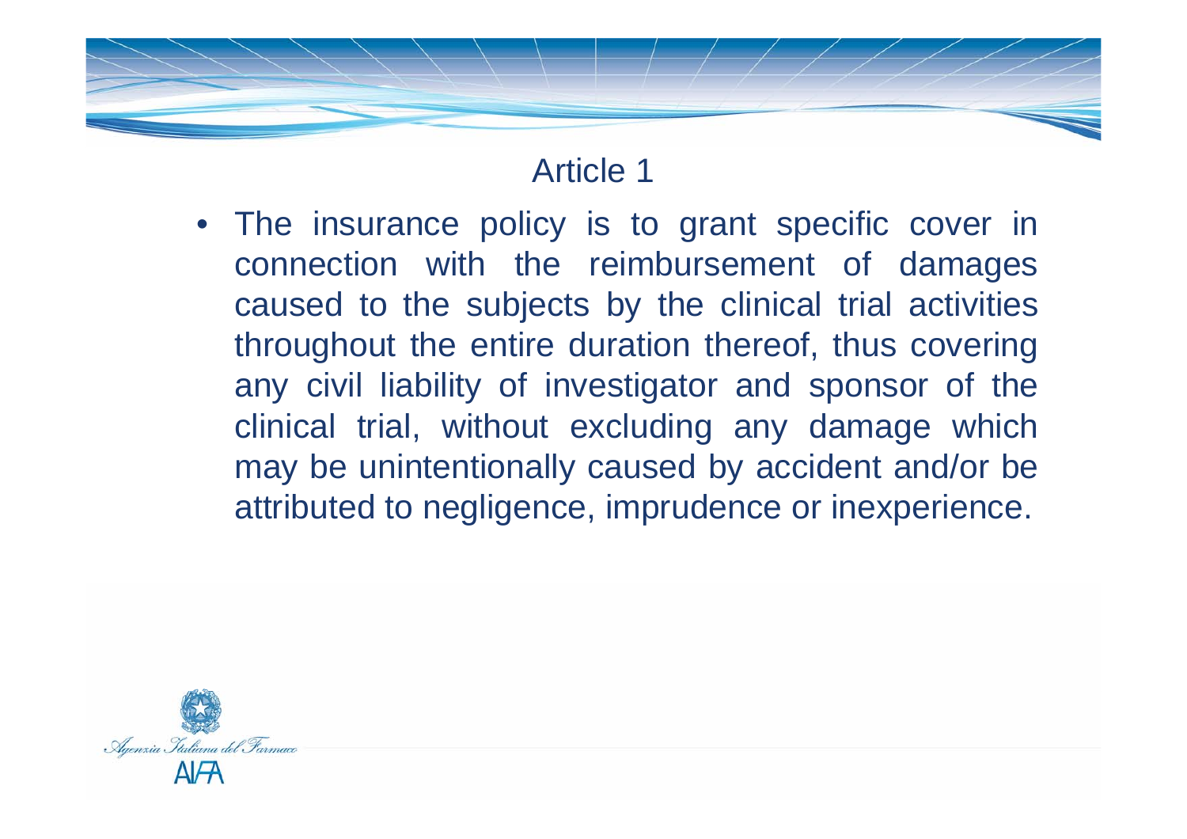## Article 1

- The insurance policy is to grant specific cover in connection with the reimbursement of damages caused to the subjects by the clinical trial activities throughout the entire duration thereof, thus covering any civil liability of investigator and sponsor of the clinical trial, without excluding any damage which may be unintentionally caused by accident and/or be attributed to negligence, imprudence or inexperience.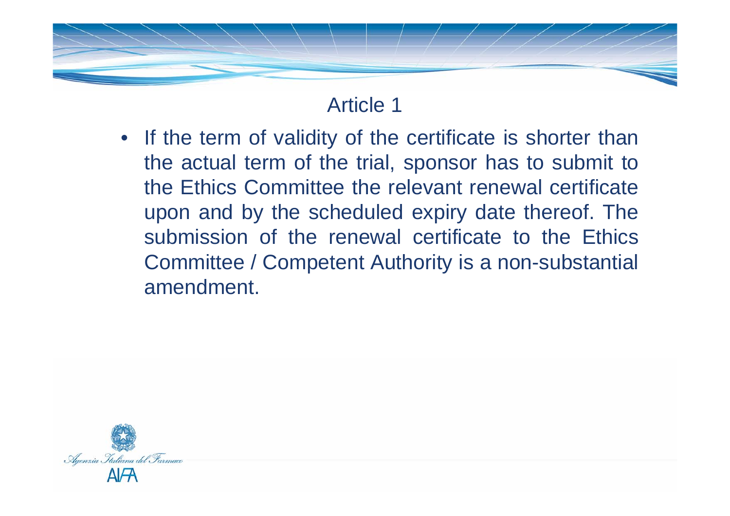# Article 1

- If the term of validity of the certificate is shorter than the actual term of the trial, sponsor has to submit to the Ethics Committee the relevant renewal certificate upon and by the scheduled expiry date thereof. The submission of the renewal certificate to the Ethics Committee / Competent Authority is a non-substantial amendment.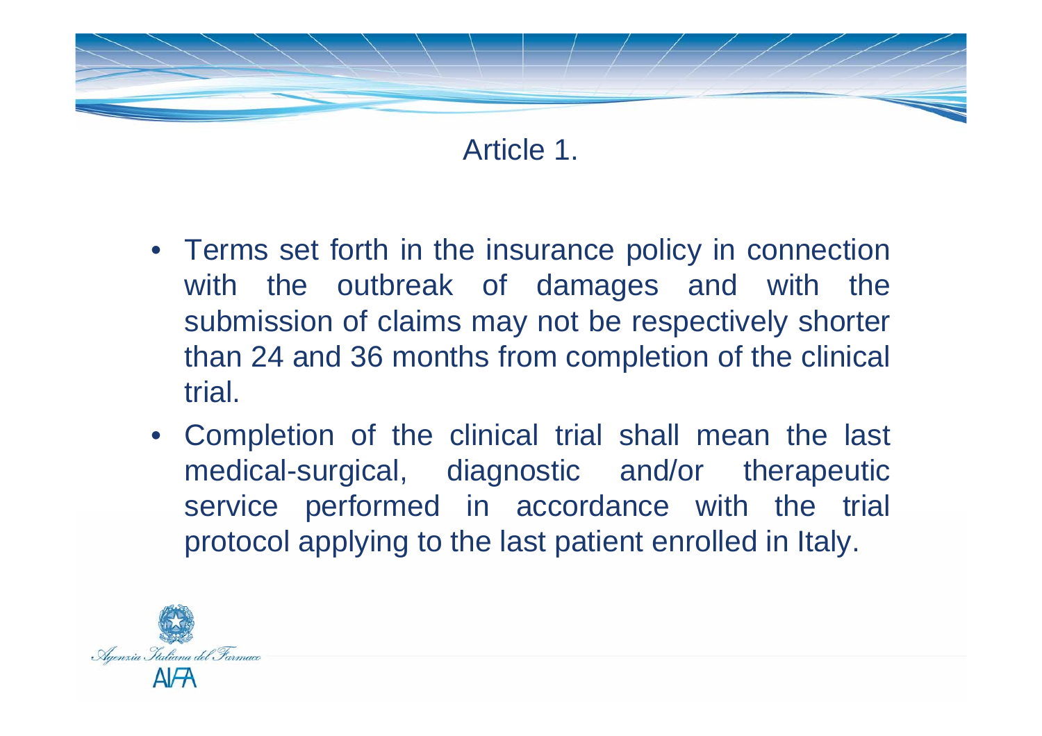# Article 1.

- Terms set forth in the insurance policy in connection with the outbreak of damages and with the submission of claims may not be respectively shorter than 24 and 36 months from completion of the clinical trial.
- Completion of the clinical trial shall mean the last medical-surgical, diagnostic and/or therapeutic service performed in accordance with the trial protocol applying to the last patient enrolled in Italy.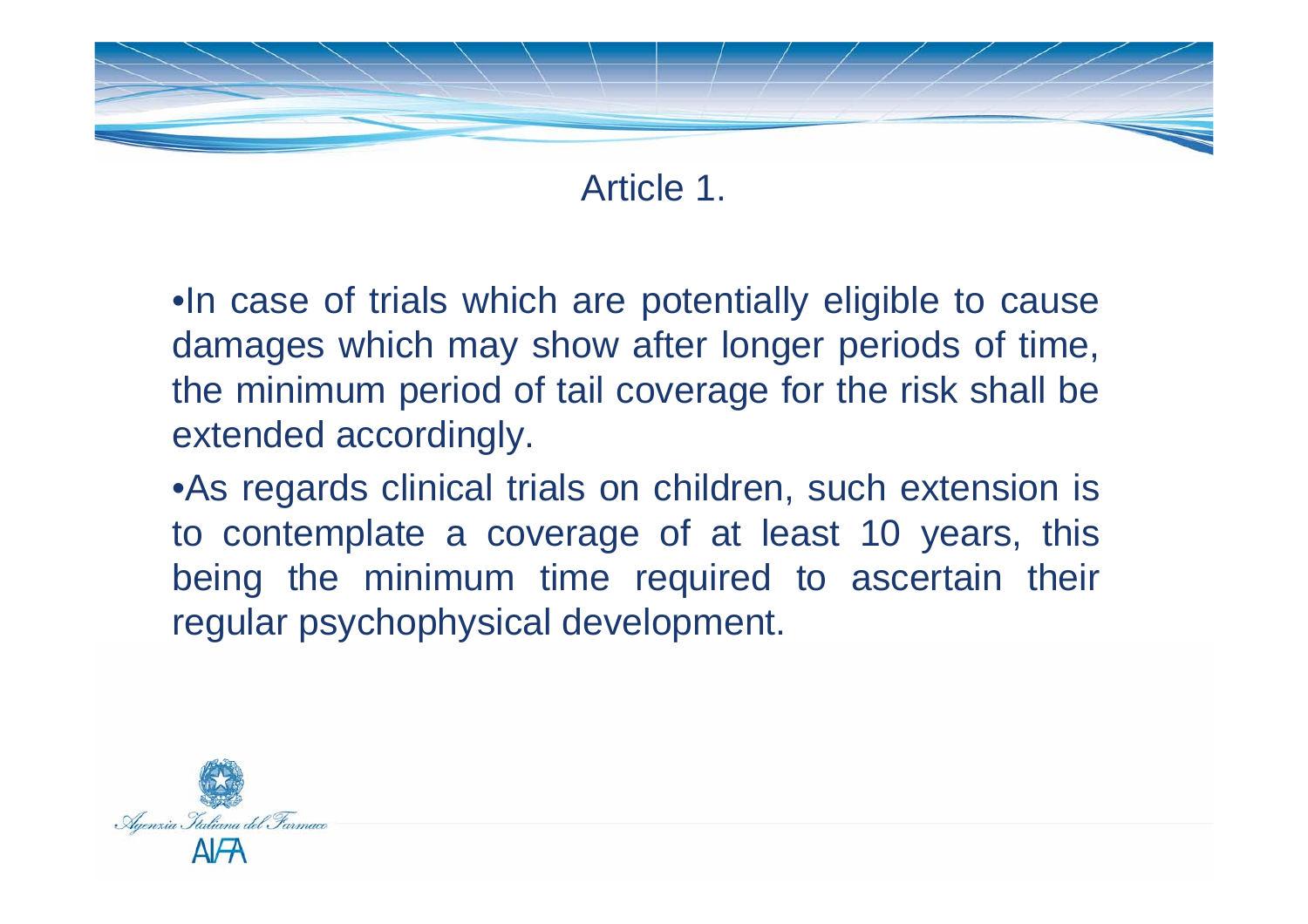## Article 1.

- In case of trials which are potentially eligible to cause damages which may show after longer periods of time, the minimum period of tail coverage for the risk shall be extended accordingly.
- As regards clinical trials on children, such extension is to contemplate a coverage of at least 10 years, this being the minimum time required to ascertain their regular psychophysical development.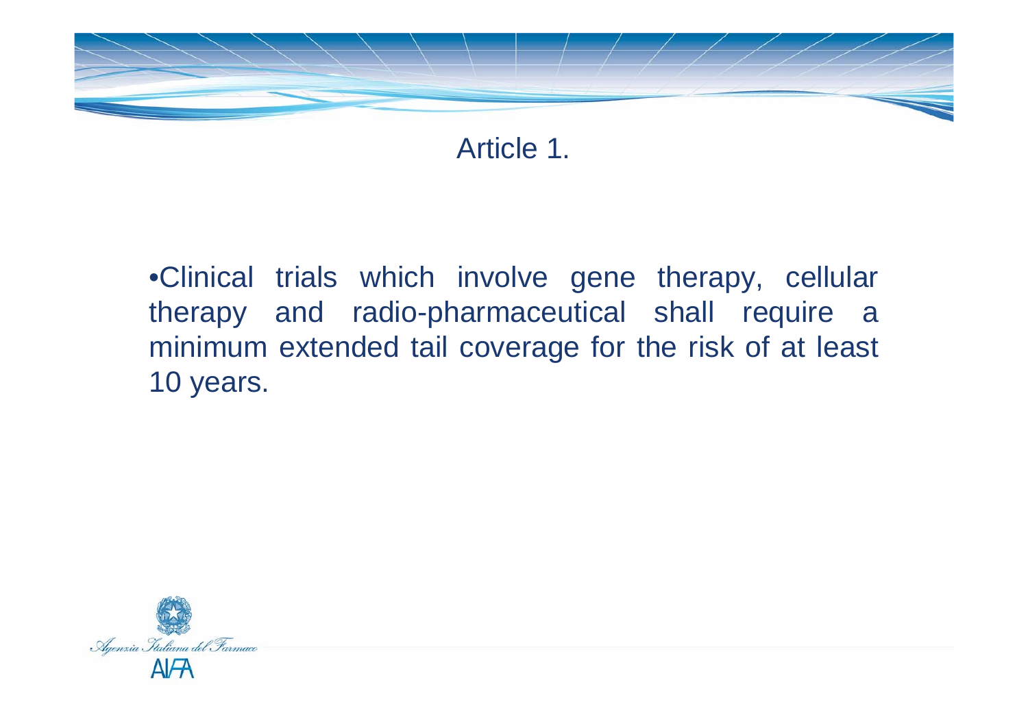# Article 1.

- Clinical trials which involve gene therapy, cellular therapy and radio-pharmaceutical shall require a minimum extended tail coverage for the risk of at least 10 years.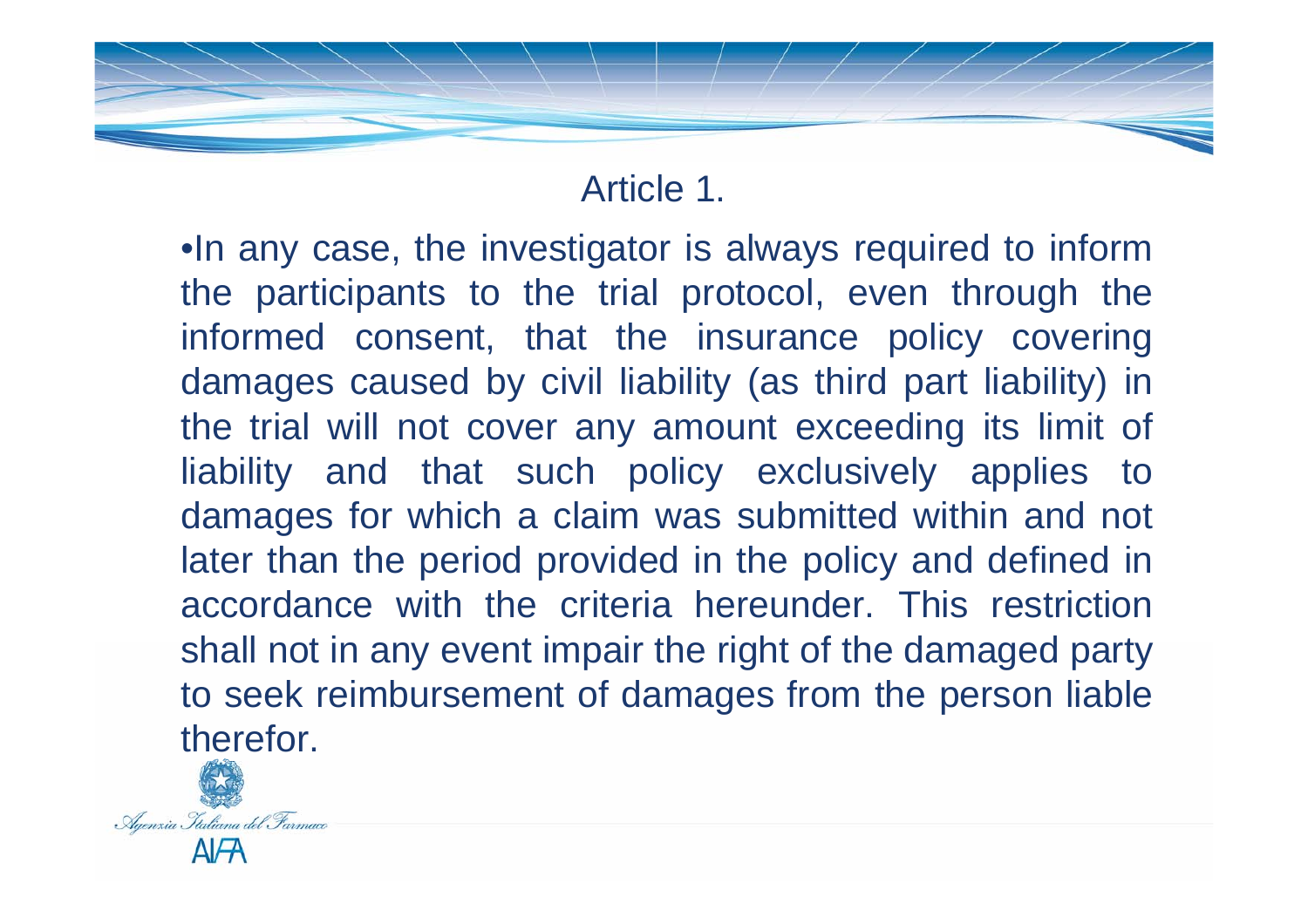# Article 1.

- In any case, the investigator is always required to inform the participants to the trial protocol, even through the informed consent, that the insurance policy covering damages caused by civil liability (as third part liability) in the trial will not cover any amount exceeding its limit of liability and that such policy exclusively applies to damages for which a claim was submitted within and not later than the period provided in the policy and defined in accordance with the criteria hereunder. This restriction shall not in any event impair the right of the damaged party to seek reimbursement of damages from the person liable therefor.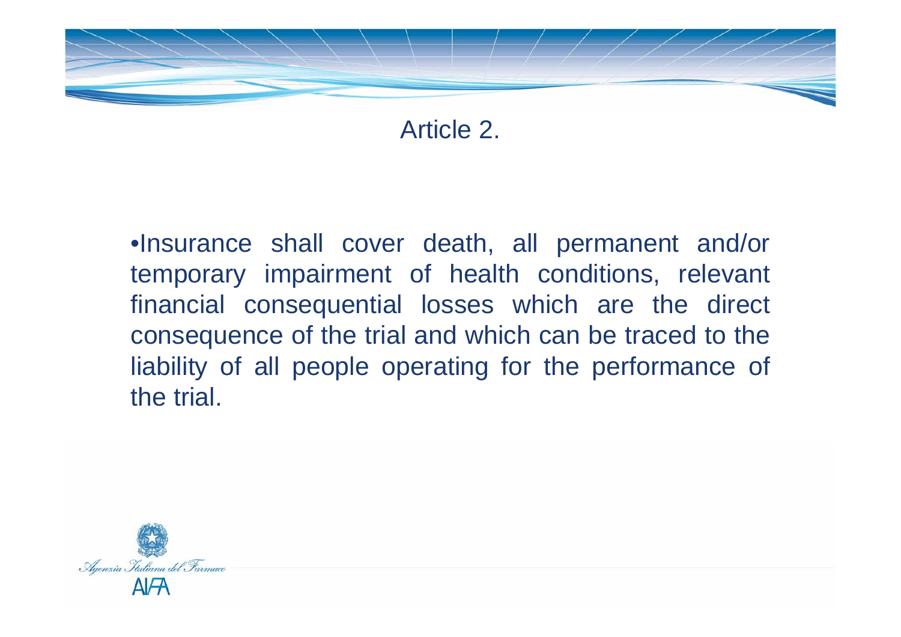# Article 2.

- Insurance shall cover death, all permanent and/or temporary impairment of health conditions, relevant financial consequential losses which are the direct consequence of the trial and which can be traced to the liability of all people operating for the performance of the trial.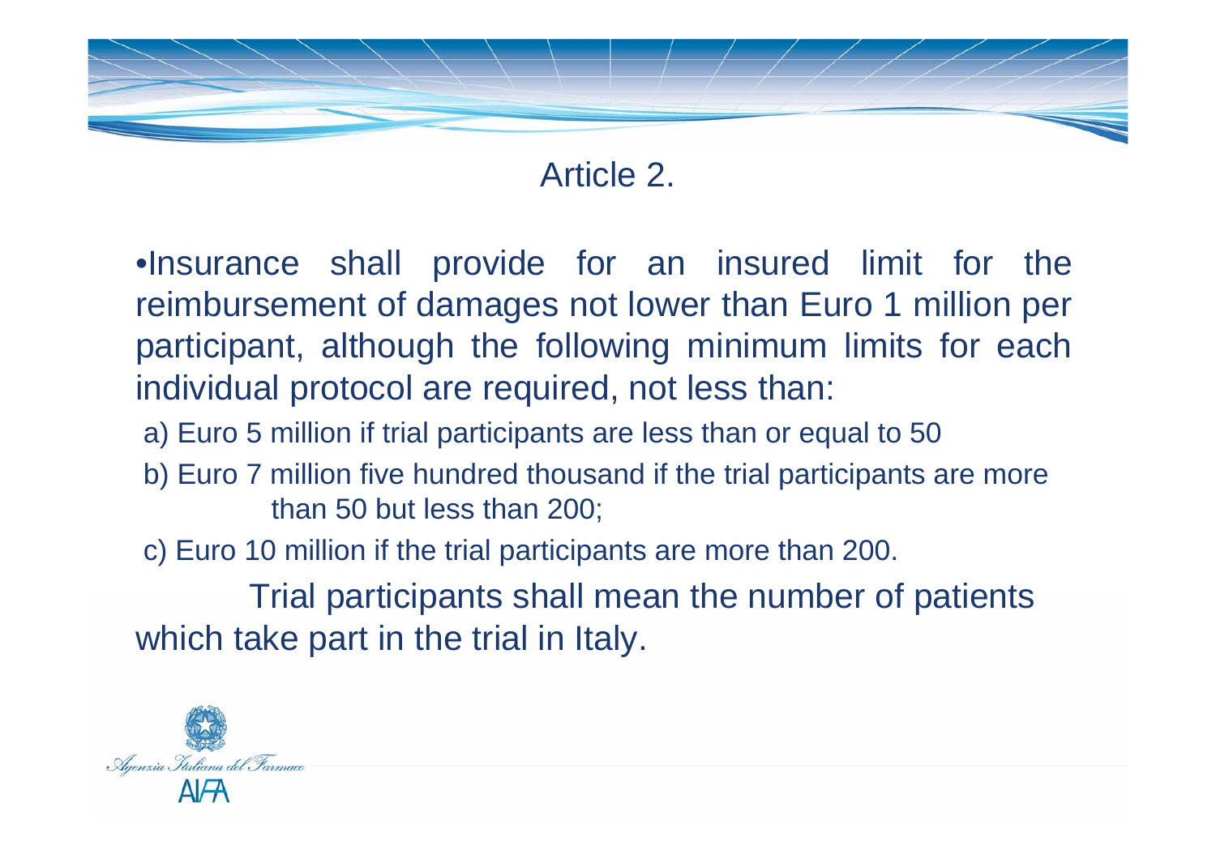# Article 2.

- Insurance shall provide for an insured limit for the reimbursement of damages not lower than Euro 1 million per participant, although the following minimum limits for each individual protocol are required, not less than:

a) Euro 5 million if trial participants are less than or equal to 50

b) Euro 7 million five hundred thousand if the trial participants are more than 50 but less than 200;

c) Euro 10 million if the trial participants are more than 200.

Trial participants shall mean the number of patients which take part in the trial in Italy.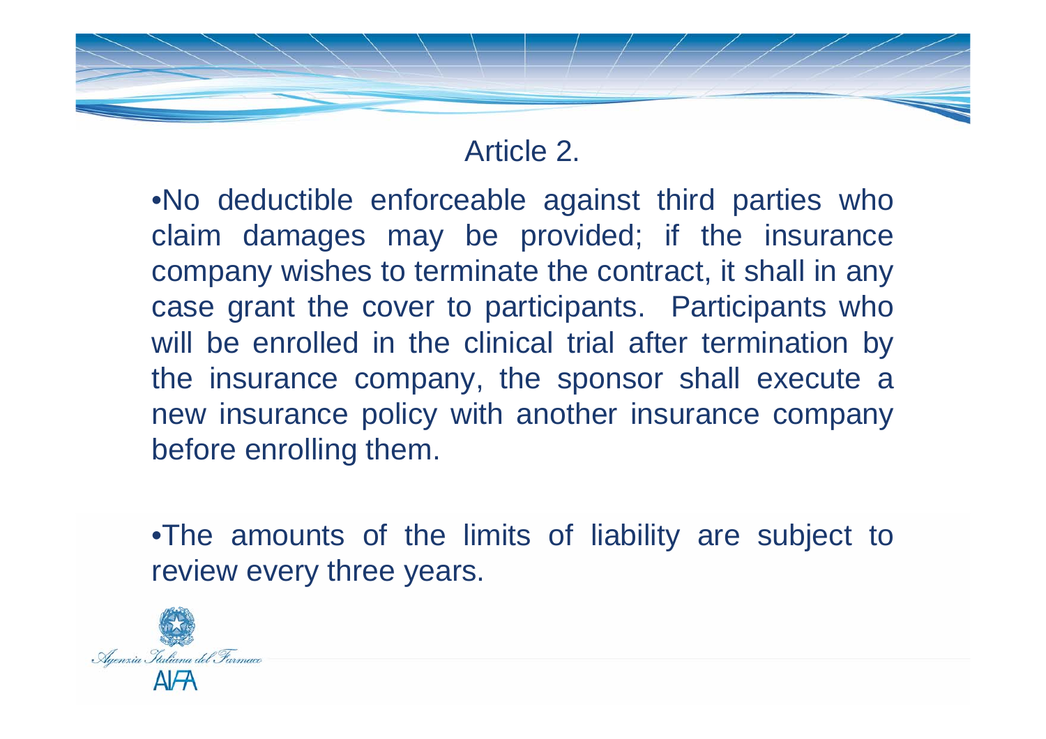# Article 2.

- No deductible enforceable against third parties who claim damages may be provided; if the insurance company wishes to terminate the contract, it shall in any case grant the cover to participants. Participants who will be enrolled in the clinical trial after termination by the insurance company, the sponsor shall execute a new insurance policy with another insurance company before enrolling them.

- The amounts of the limits of liability are subject to review every three years.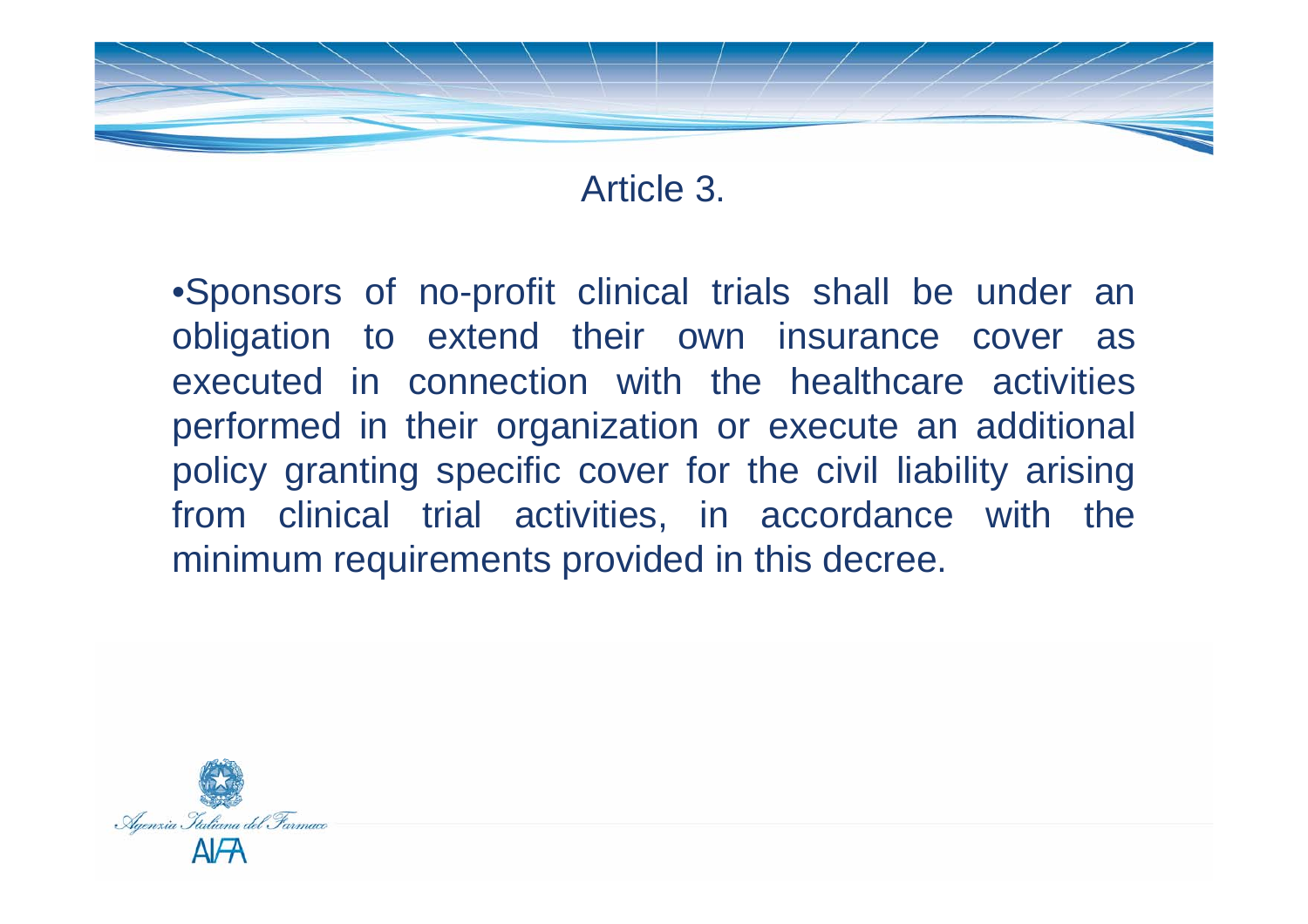# Article 3.

- Sponsors of no-profit clinical trials shall be under an obligation to extend their own insurance cover as executed in connection with the healthcare activities performed in their organization or execute an additional policy granting specific cover for the civil liability arising from clinical trial activities, in accordance with the minimum requirements provided in this decree.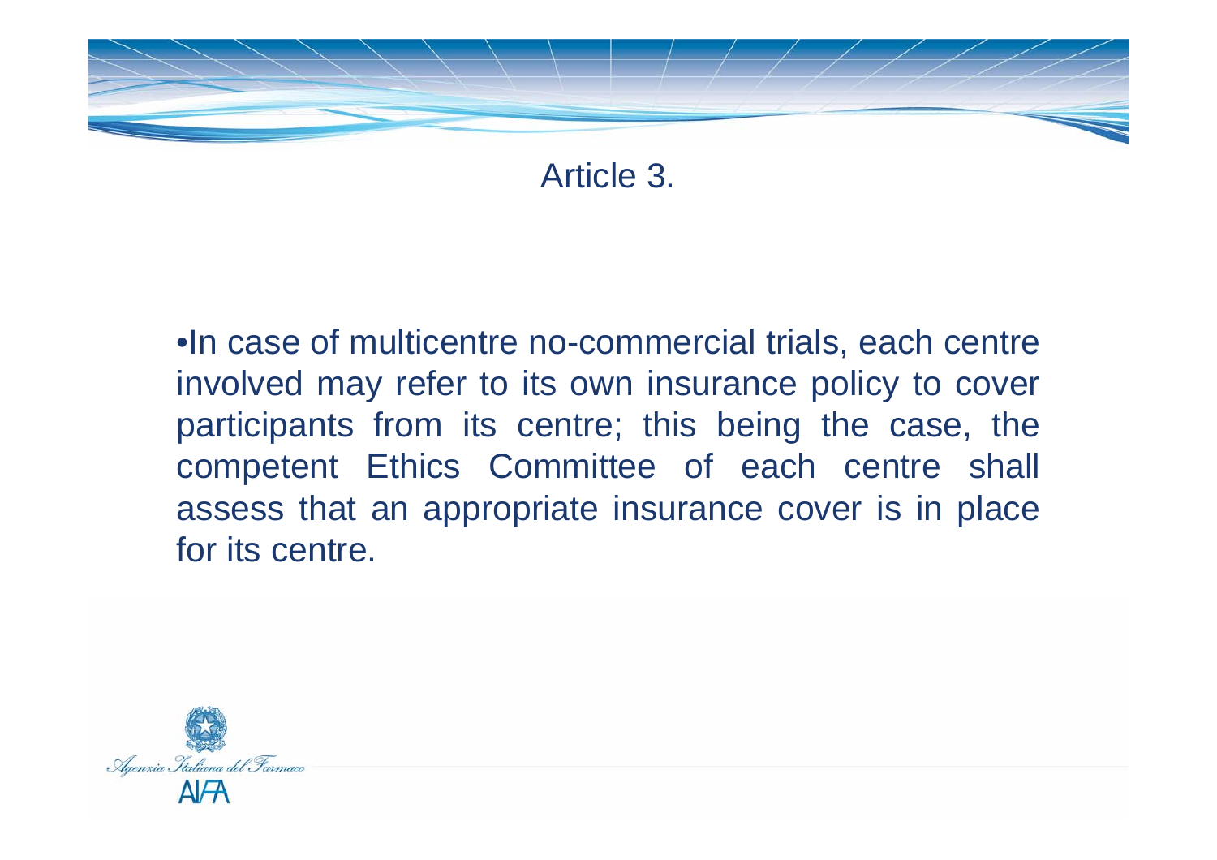# Article 3.

- In case of multicentre no-commercial trials, each centre involved may refer to its own insurance policy to cover participants from its centre; this being the case, the competent Ethics Committee of each centre shall assess that an appropriate insurance cover is in place for its centre.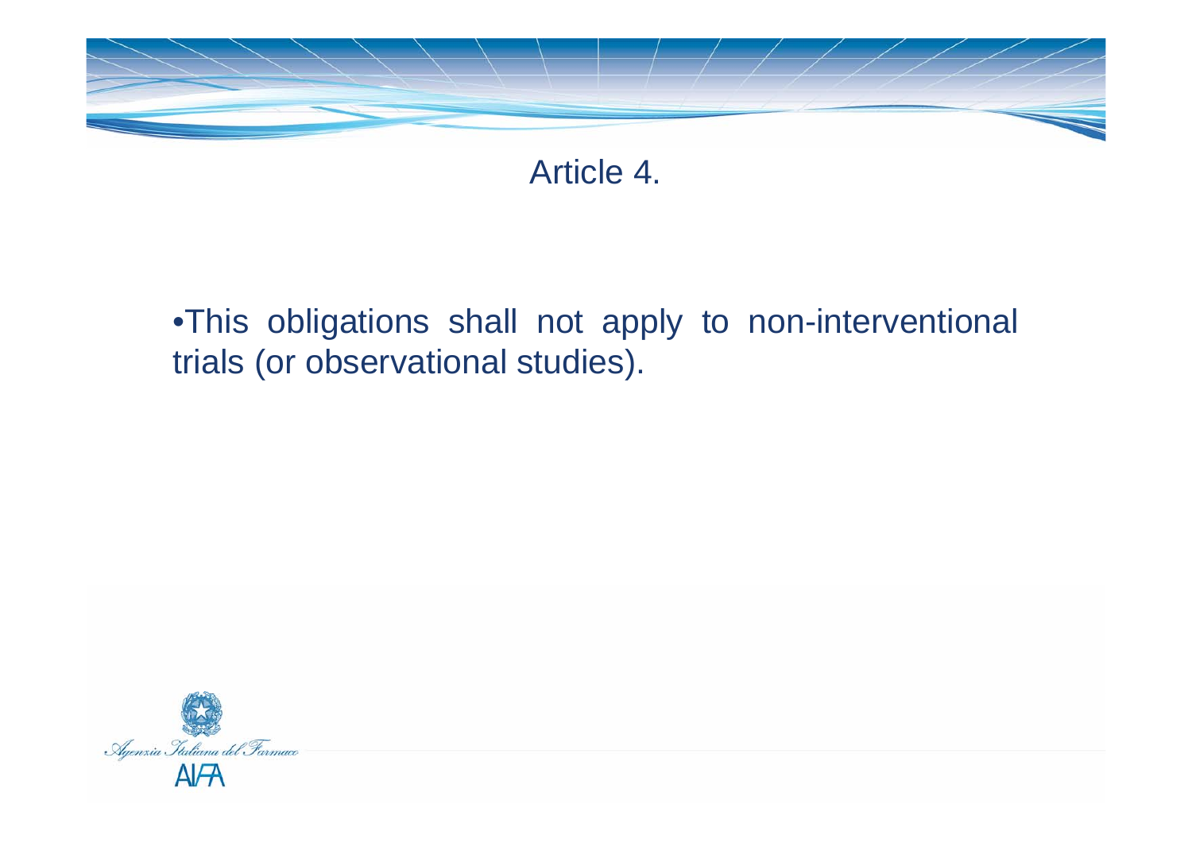# Article 4.

- This obligations shall not apply to non-interventional trials (or observational studies).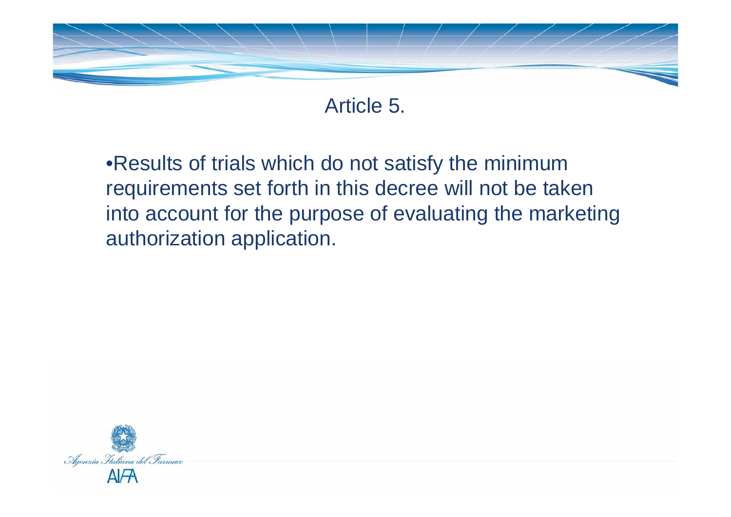# Article 5.

- Results of trials which do not satisfy the minimum requirements set forth in this decree will not be taken into account for the purpose of evaluating the marketing authorization application.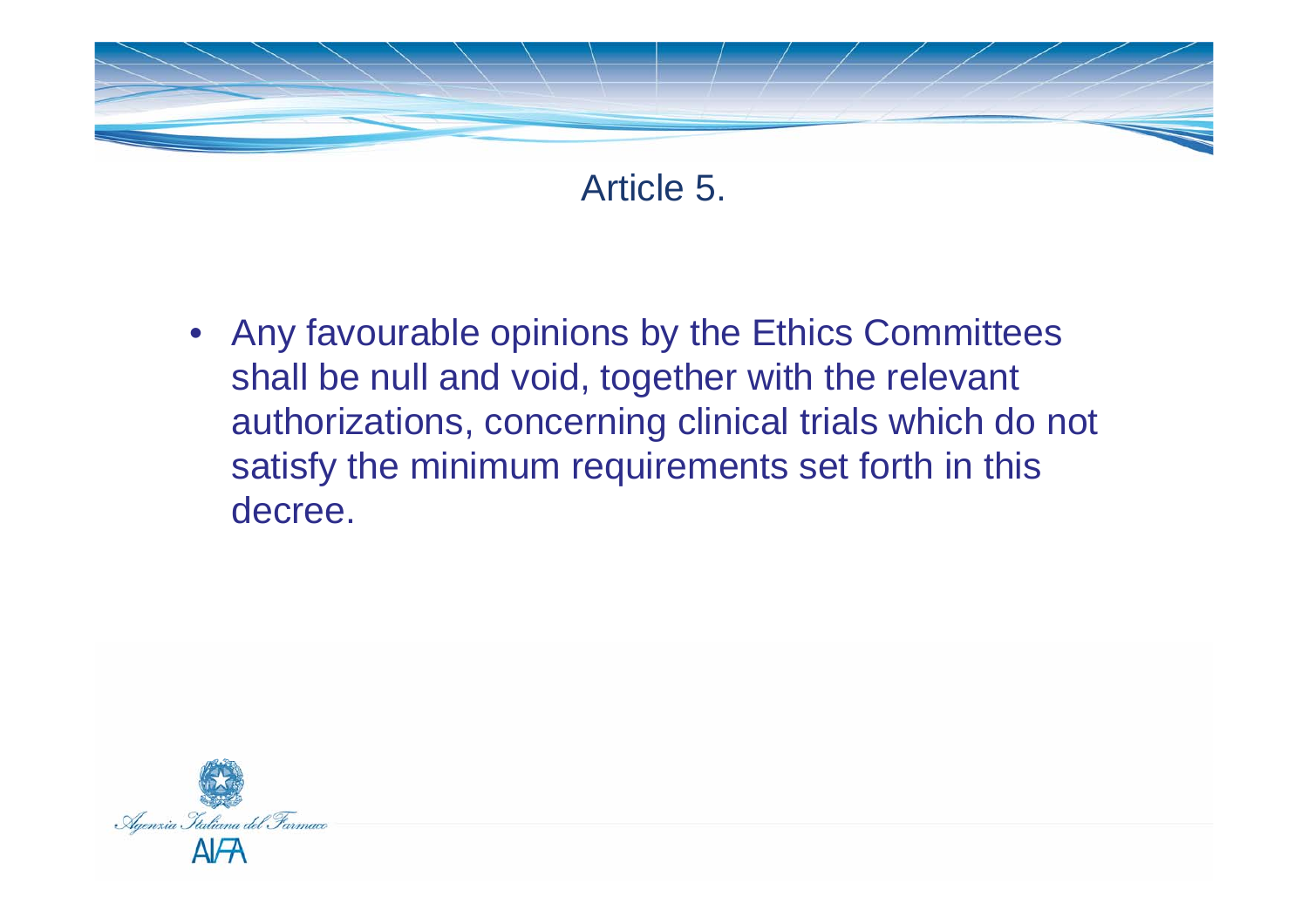# Article 5.

- Any favourable opinions by the Ethics Committees shall be null and void, together with the relevant authorizations, concerning clinical trials which do not satisfy the minimum requirements set forth in this decree.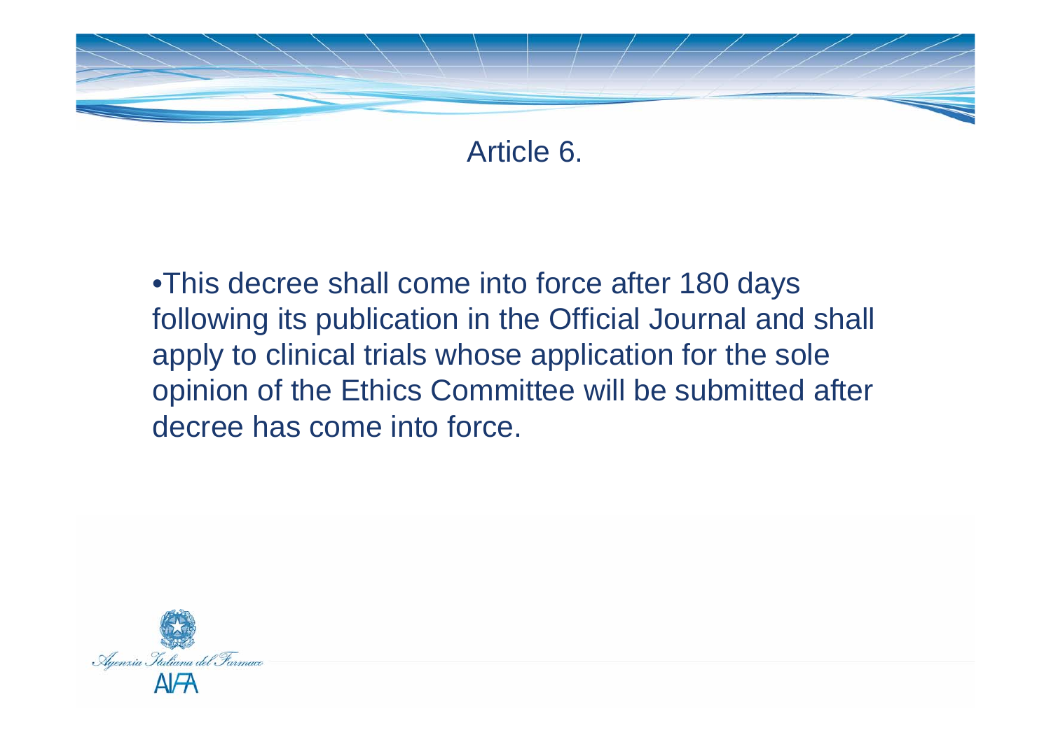# Article 6.

- This decree shall come into force after 180 days following its publication in the Official Journal and shall apply to clinical trials whose application for the sole opinion of the Ethics Committee will be submitted after decree has come into force.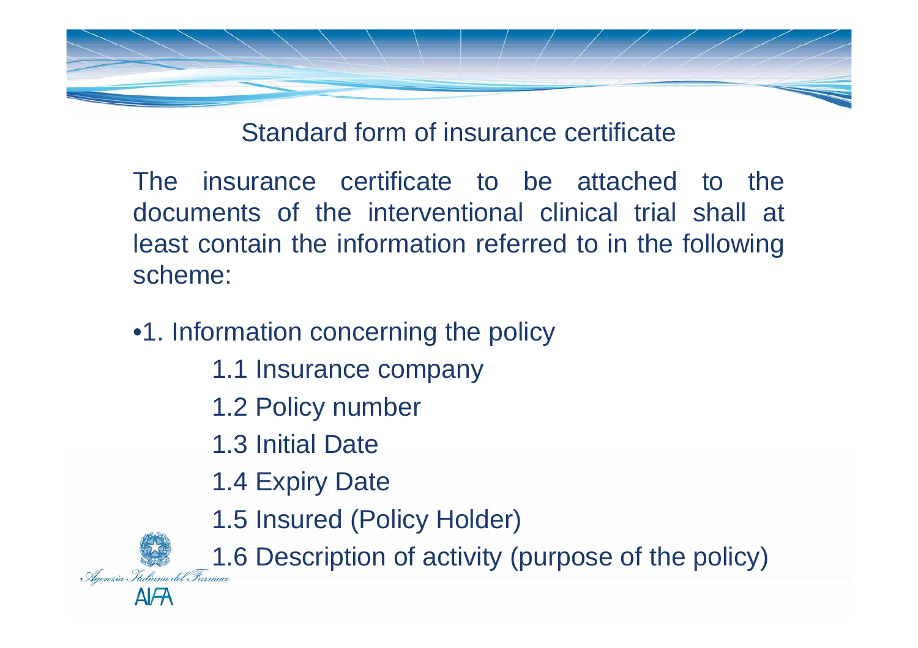## Standard form of insurance certificate

The insurance certificate to be attached to the documents of the interventional clinical trial shall at least contain the information referred to in the following scheme:

- 1. Information concerning the policy
  - 1.1 Insurance company
  - 1.2 Policy number
  - 1.3 Initial Date
  - 1.4 Expiry Date
  - 1.5 Insured (Policy Holder)
  - 1.6 Description of activity (purpose of the policy)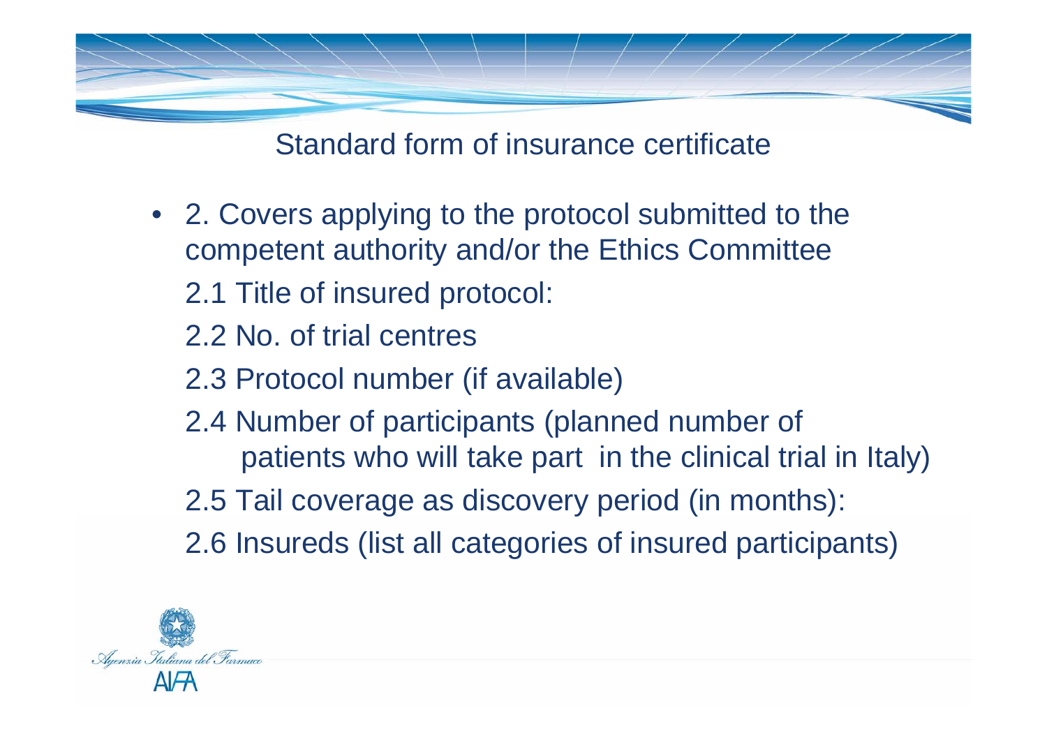## Standard form of insurance certificate

- 2. Covers applying to the protocol submitted to the competent authority and/or the Ethics Committee

  2.1 Title of insured protocol:

  2.2 No. of trial centres

  2.3 Protocol number (if available)

  2.4 Number of participants (planned number of patients who will take part in the clinical trial in Italy)

  2.5 Tail coverage as discovery period (in months):

  2.6 Insureds (list all categories of insured participants)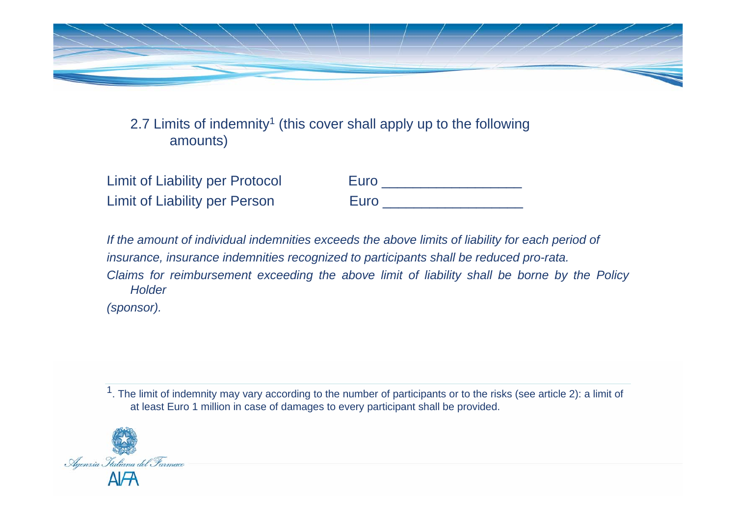2.7 Limits of indemnity[1] (this cover shall apply up to the following amounts)

Limit of Liability per Protocol Euro __________________

Limit of Liability per Person Euro __________________

*If the amount of individual indemnities exceeds the above limits of liability for each period of insurance, insurance indemnities recognized to participants shall be reduced pro-rata.*

*Claims for reimbursement exceeding the above limit of liability shall be borne by the Policy Holder (sponsor).*

---

[1]. The limit of indemnity may vary according to the number of participants or to the risks (see article 2): a limit of at least Euro 1 million in case of damages to every participant shall be provided.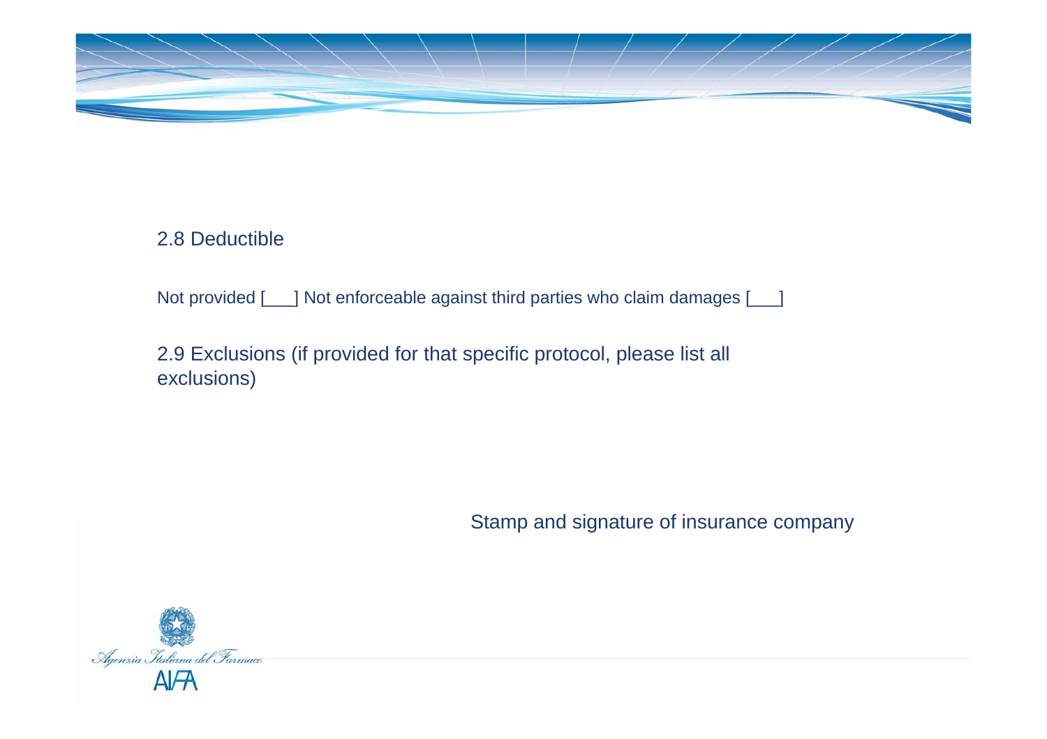2.8 Deductible

Not provided [___] Not enforceable against third parties who claim damages [___]

2.9 Exclusions (if provided for that specific protocol, please list all exclusions)

Stamp and signature of insurance company